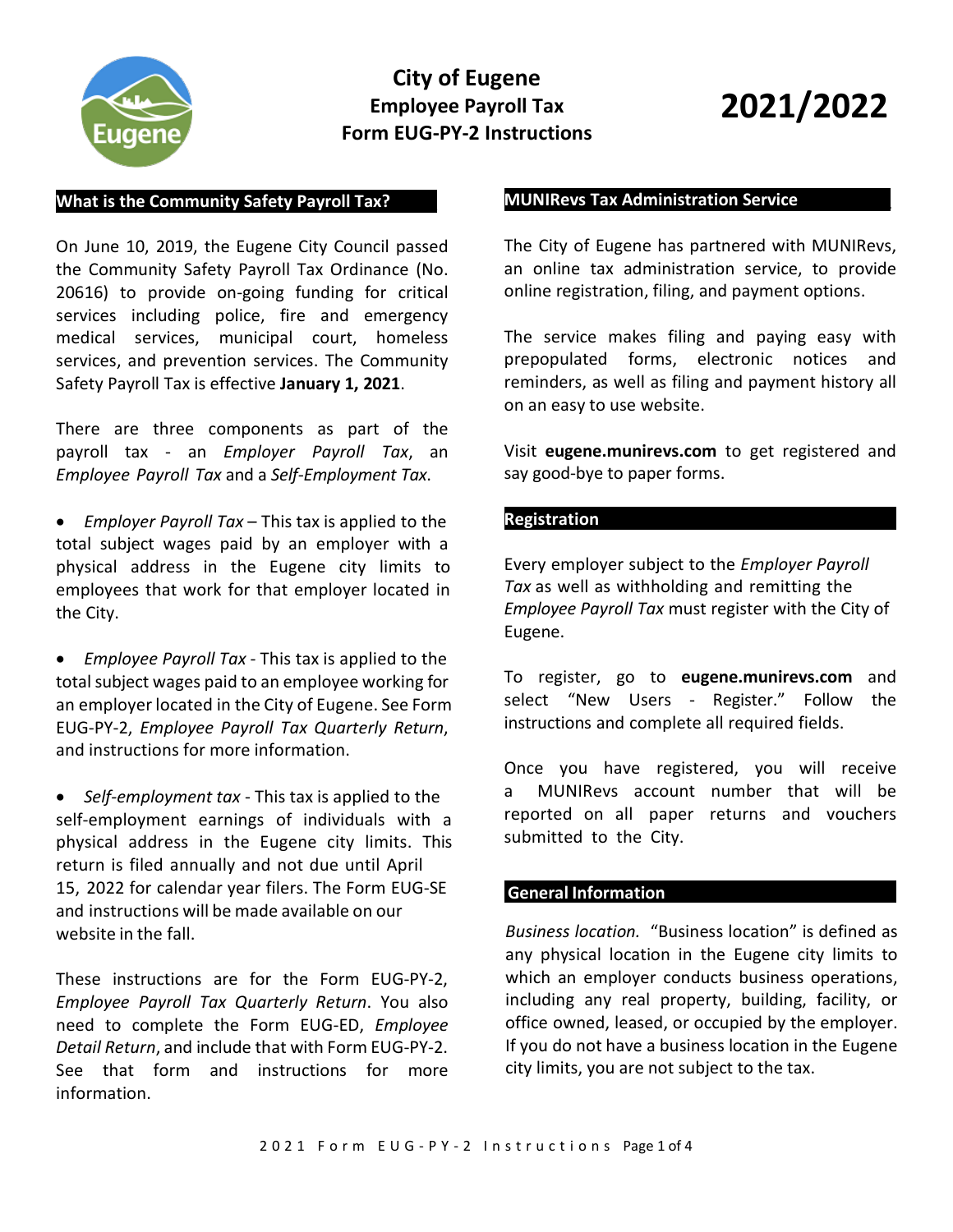# City of Eugene
## Employee Payroll Tax
## Form EUG-PY-2 Instructions

# 2021/2022

## What is the Community Safety Payroll Tax?

On June 10, 2019, the Eugene City Council passed the Community Safety Payroll Tax Ordinance (No. 20616) to provide on-going funding for critical services including police, fire and emergency medical services, municipal court, homeless services, and prevention services. The Community Safety Payroll Tax is effective **January 1, 2021**.

There are three components as part of the payroll tax - an *Employer Payroll Tax*, an *Employee Payroll Tax* and a *Self-Employment Tax*.

- *Employer Payroll Tax* – This tax is applied to the total subject wages paid by an employer with a physical address in the Eugene city limits to employees that work for that employer located in the City.

- *Employee Payroll Tax* - This tax is applied to the total subject wages paid to an employee working for an employer located in the City of Eugene. See Form EUG-PY-2, *Employee Payroll Tax Quarterly Return*, and instructions for more information.

- *Self-employment tax* - This tax is applied to the self-employment earnings of individuals with a physical address in the Eugene city limits. This return is filed annually and not due until April 15, 2022 for calendar year filers. The Form EUG-SE and instructions will be made available on our website in the fall.

These instructions are for the Form EUG-PY-2, *Employee Payroll Tax Quarterly Return*. You also need to complete the Form EUG-ED, *Employee Detail Return*, and include that with Form EUG-PY-2. See that form and instructions for more information.

## MUNIRevs Tax Administration Service

The City of Eugene has partnered with MUNIRevs, an online tax administration service, to provide online registration, filing, and payment options.

The service makes filing and paying easy with prepopulated forms, electronic notices and reminders, as well as filing and payment history all on an easy to use website.

Visit **eugene.munirevs.com** to get registered and say good-bye to paper forms.

## Registration

Every employer subject to the *Employer Payroll Tax* as well as withholding and remitting the *Employee Payroll Tax* must register with the City of Eugene.

To register, go to **eugene.munirevs.com** and select "New Users - Register." Follow the instructions and complete all required fields.

Once you have registered, you will receive a MUNIRevs account number that will be reported on all paper returns and vouchers submitted to the City.

## General Information

*Business location.* "Business location" is defined as any physical location in the Eugene city limits to which an employer conducts business operations, including any real property, building, facility, or office owned, leased, or occupied by the employer. If you do not have a business location in the Eugene city limits, you are not subject to the tax.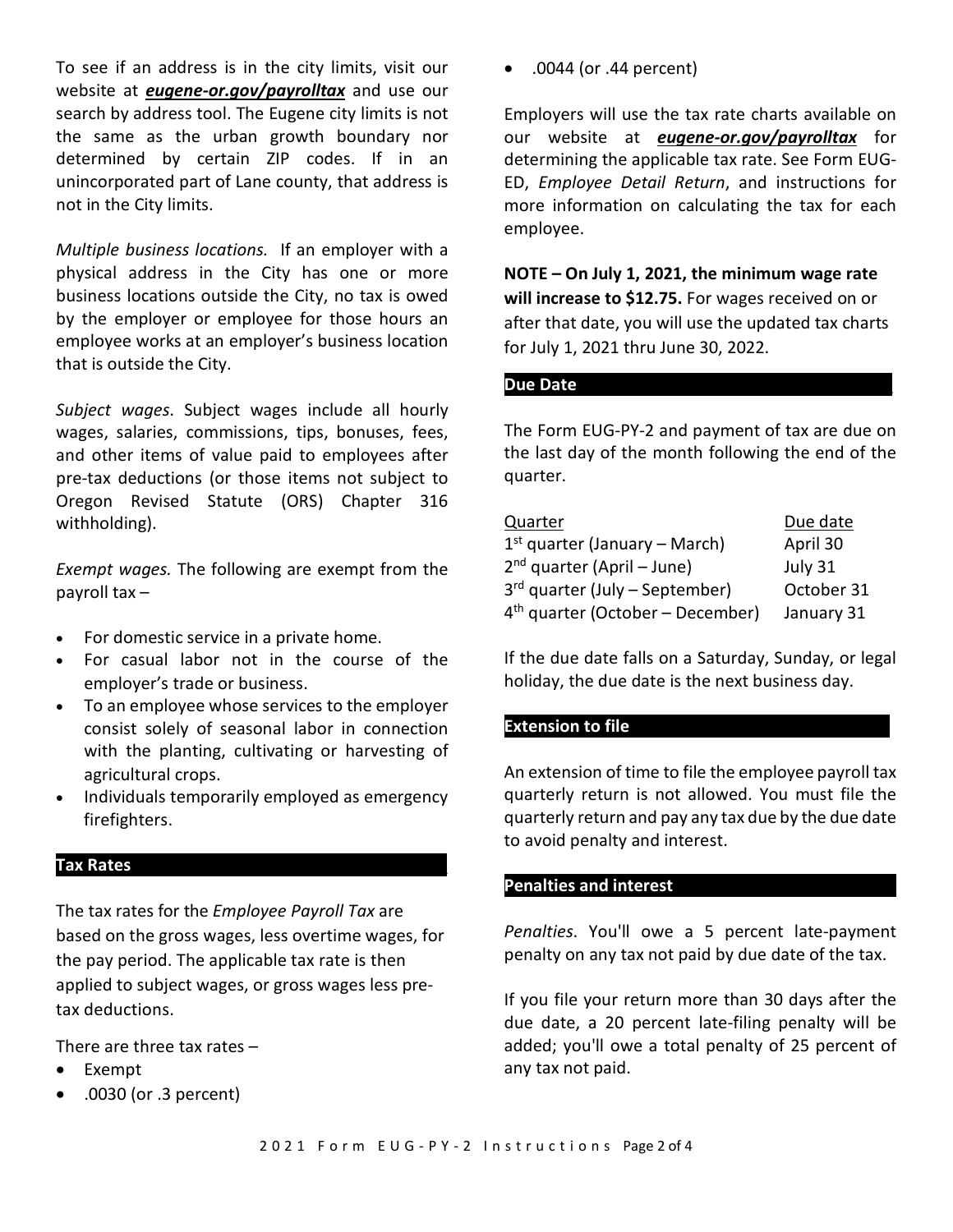To see if an address is in the city limits, visit our website at ***eugene-or.gov/payrolltax*** and use our search by address tool. The Eugene city limits is not the same as the urban growth boundary nor determined by certain ZIP codes. If in an unincorporated part of Lane county, that address is not in the City limits.

*Multiple business locations.* If an employer with a physical address in the City has one or more business locations outside the City, no tax is owed by the employer or employee for those hours an employee works at an employer's business location that is outside the City.

*Subject wages*. Subject wages include all hourly wages, salaries, commissions, tips, bonuses, fees, and other items of value paid to employees after pre-tax deductions (or those items not subject to Oregon Revised Statute (ORS) Chapter 316 withholding).

*Exempt wages.* The following are exempt from the payroll tax –

- For domestic service in a private home.
- For casual labor not in the course of the employer's trade or business.
- To an employee whose services to the employer consist solely of seasonal labor in connection with the planting, cultivating or harvesting of agricultural crops.
- Individuals temporarily employed as emergency firefighters.

## Tax Rates

The tax rates for the *Employee Payroll Tax* are based on the gross wages, less overtime wages, for the pay period. The applicable tax rate is then applied to subject wages, or gross wages less pre-tax deductions.

There are three tax rates –

- Exempt
- .0030 (or .3 percent)
- .0044 (or .44 percent)

Employers will use the tax rate charts available on our website at ***eugene-or.gov/payrolltax*** for determining the applicable tax rate. See Form EUG-ED, *Employee Detail Return*, and instructions for more information on calculating the tax for each employee.

**NOTE – On July 1, 2021, the minimum wage rate will increase to $12.75.** For wages received on or after that date, you will use the updated tax charts for July 1, 2021 thru June 30, 2022.

## Due Date

The Form EUG-PY-2 and payment of tax are due on the last day of the month following the end of the quarter.

| Quarter | Due date |
|---|---|
| 1st quarter (January – March) | April 30 |
| 2nd quarter (April – June) | July 31 |
| 3rd quarter (July – September) | October 31 |
| 4th quarter (October – December) | January 31 |

If the due date falls on a Saturday, Sunday, or legal holiday, the due date is the next business day.

## Extension to file

An extension of time to file the employee payroll tax quarterly return is not allowed. You must file the quarterly return and pay any tax due by the due date to avoid penalty and interest.

## Penalties and interest

*Penalties*. You'll owe a 5 percent late-payment penalty on any tax not paid by due date of the tax.

If you file your return more than 30 days after the due date, a 20 percent late-filing penalty will be added; you'll owe a total penalty of 25 percent of any tax not paid.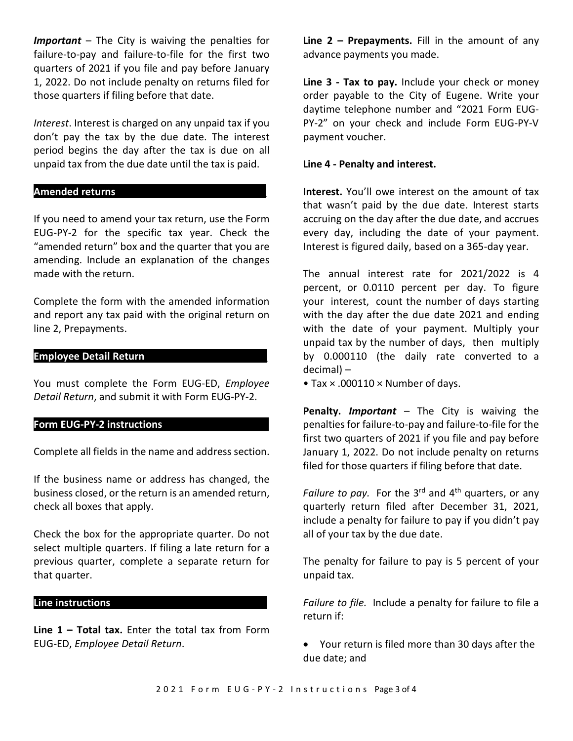***Important*** – The City is waiving the penalties for failure-to-pay and failure-to-file for the first two quarters of 2021 if you file and pay before January 1, 2022. Do not include penalty on returns filed for those quarters if filing before that date.

*Interest*. Interest is charged on any unpaid tax if you don't pay the tax by the due date. The interest period begins the day after the tax is due on all unpaid tax from the due date until the tax is paid.

## Amended returns

If you need to amend your tax return, use the Form EUG-PY-2 for the specific tax year. Check the "amended return" box and the quarter that you are amending. Include an explanation of the changes made with the return.

Complete the form with the amended information and report any tax paid with the original return on line 2, Prepayments.

## Employee Detail Return

You must complete the Form EUG-ED, *Employee Detail Return*, and submit it with Form EUG-PY-2.

## Form EUG-PY-2 instructions

Complete all fields in the name and address section.

If the business name or address has changed, the business closed, or the return is an amended return, check all boxes that apply.

Check the box for the appropriate quarter. Do not select multiple quarters. If filing a late return for a previous quarter, complete a separate return for that quarter.

## Line instructions

**Line 1 – Total tax.** Enter the total tax from Form EUG-ED, *Employee Detail Return*.

**Line 2 – Prepayments.** Fill in the amount of any advance payments you made.

**Line 3 - Tax to pay.** Include your check or money order payable to the City of Eugene. Write your daytime telephone number and "2021 Form EUG-PY-2" on your check and include Form EUG-PY-V payment voucher.

**Line 4 - Penalty and interest.**

**Interest.** You'll owe interest on the amount of tax that wasn't paid by the due date. Interest starts accruing on the day after the due date, and accrues every day, including the date of your payment. Interest is figured daily, based on a 365-day year.

The annual interest rate for 2021/2022 is 4 percent, or 0.0110 percent per day. To figure your interest, count the number of days starting with the day after the due date 2021 and ending with the date of your payment. Multiply your unpaid tax by the number of days, then multiply by 0.000110 (the daily rate converted to a decimal) –

- Tax × .000110 × Number of days.

**Penalty.** ***Important*** – The City is waiving the penalties for failure-to-pay and failure-to-file for the first two quarters of 2021 if you file and pay before January 1, 2022. Do not include penalty on returns filed for those quarters if filing before that date.

*Failure to pay.* For the 3rd and 4th quarters, or any quarterly return filed after December 31, 2021, include a penalty for failure to pay if you didn't pay all of your tax by the due date.

The penalty for failure to pay is 5 percent of your unpaid tax.

*Failure to file.* Include a penalty for failure to file a return if:

- Your return is filed more than 30 days after the due date; and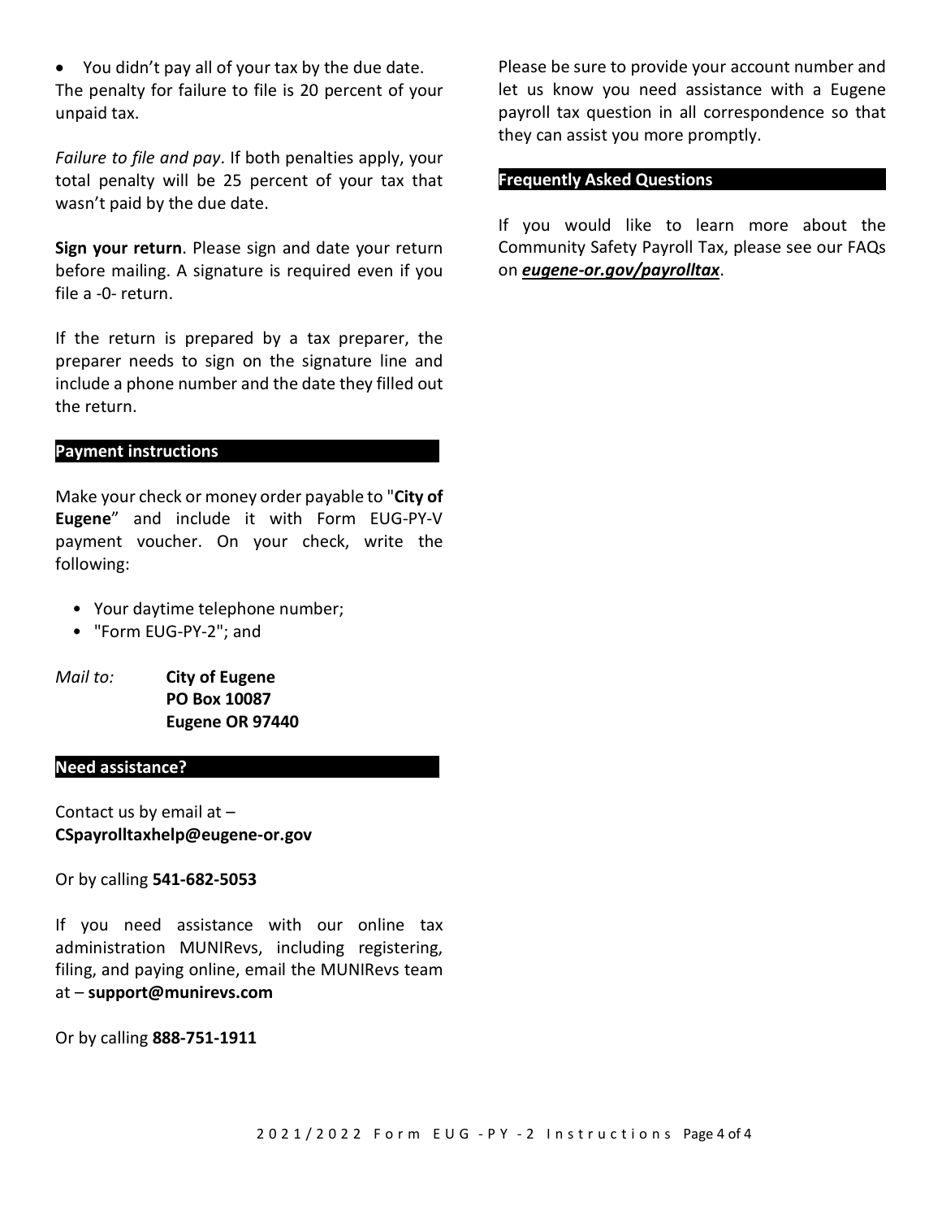- You didn't pay all of your tax by the due date.

The penalty for failure to file is 20 percent of your unpaid tax.

*Failure to file and pay*. If both penalties apply, your total penalty will be 25 percent of your tax that wasn't paid by the due date.

**Sign your return**. Please sign and date your return before mailing. A signature is required even if you file a -0- return.

If the return is prepared by a tax preparer, the preparer needs to sign on the signature line and include a phone number and the date they filled out the return.

## Payment instructions

Make your check or money order payable to "**City of Eugene**" and include it with Form EUG-PY-V payment voucher. On your check, write the following:

- Your daytime telephone number;
- "Form EUG-PY-2"; and

*Mail to:* **City of Eugene**
**PO Box 10087**
**Eugene OR 97440**

## Need assistance?

Contact us by email at –
**CSpayrolltaxhelp@eugene-or.gov**

Or by calling **541-682-5053**

If you need assistance with our online tax administration MUNIRevs, including registering, filing, and paying online, email the MUNIRevs team at – **support@munirevs.com**

Or by calling **888-751-1911**

Please be sure to provide your account number and let us know you need assistance with a Eugene payroll tax question in all correspondence so that they can assist you more promptly.

## Frequently Asked Questions

If you would like to learn more about the Community Safety Payroll Tax, please see our FAQs on ***eugene-or.gov/payrolltax***.